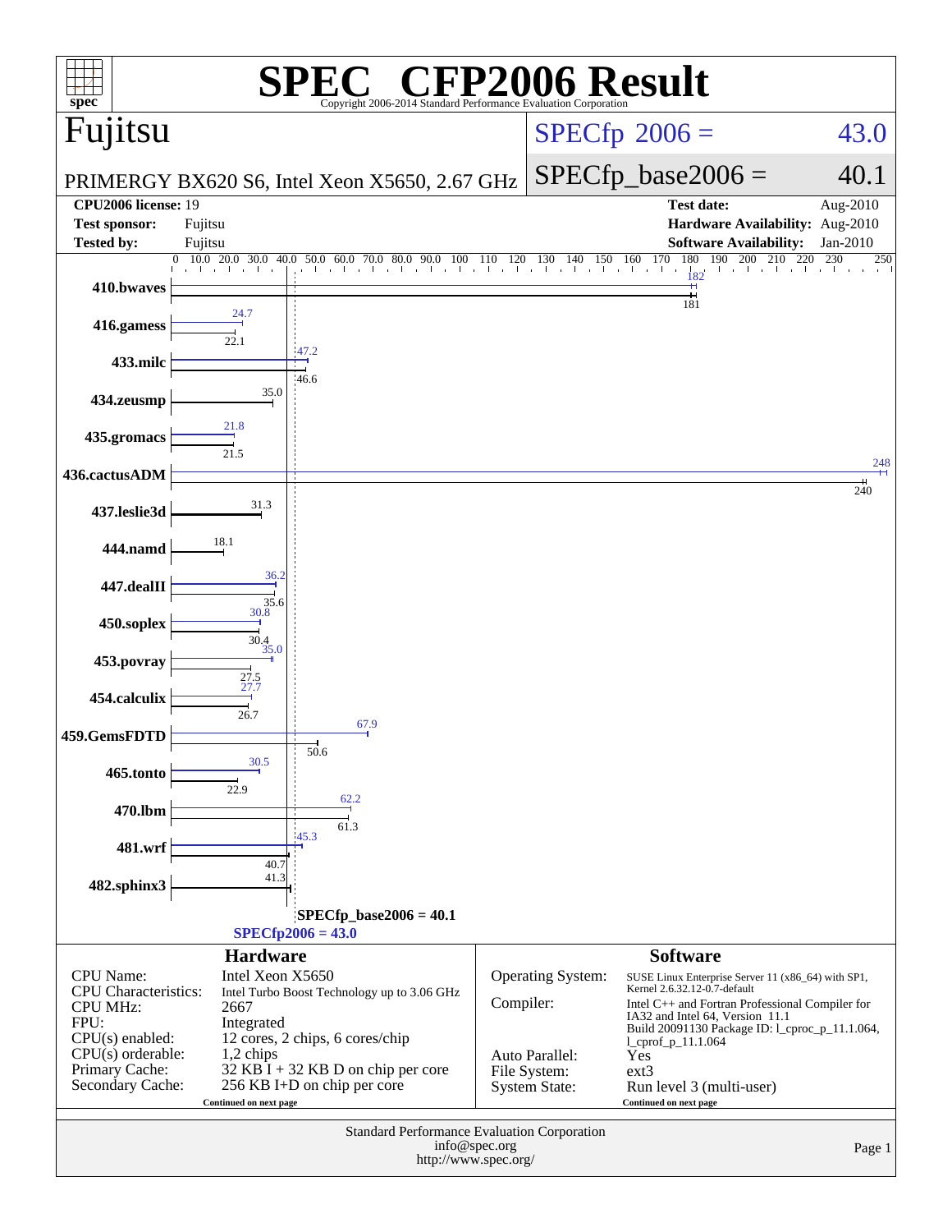# SPEC CFP2006 Result

Copyright 2006-2014 Standard Performance Evaluation Corporation

## Fujitsu

PRIMERGY BX620 S6, Intel Xeon X5650, 2.67 GHz

SPECfp 2006 = 43.0

SPECfp_base2006 = 40.1

| | | | |
|---|---|---|---|
| **CPU2006 license:** | 19 | **Test date:** | Aug-2010 |
| **Test sponsor:** | Fujitsu | **Hardware Availability:** | Aug-2010 |
| **Tested by:** | Fujitsu | **Software Availability:** | Jan-2010 |

| Benchmark | Peak | Base |
|---|---|---|
| 410.bwaves | 182 | 181 |
| 416.gamess | 24.7 | 22.1 |
| 433.milc | 47.2 | 46.6 |
| 434.zeusmp | | 35.0 |
| 435.gromacs | 21.8 | 21.5 |
| 436.cactusADM | 248 | 240 |
| 437.leslie3d | | 31.3 |
| 444.namd | | 18.1 |
| 447.dealII | 36.2 | 35.6 |
| 450.soplex | 30.8 | 30.4 |
| 453.povray | 35.0 | 27.5 |
| 454.calculix | 27.7 | 26.7 |
| 459.GemsFDTD | 67.9 | 50.6 |
| 465.tonto | 30.5 | 22.9 |
| 470.lbm | 62.2 | 61.3 |
| 481.wrf | 45.3 | 40.7 |
| 482.sphinx3 | | 41.3 |

SPECfp_base2006 = 40.1

SPECfp2006 = 43.0

## Hardware

| | |
|---|---|
| CPU Name: | Intel Xeon X5650 |
| CPU Characteristics: | Intel Turbo Boost Technology up to 3.06 GHz |
| CPU MHz: | 2667 |
| FPU: | Integrated |
| CPU(s) enabled: | 12 cores, 2 chips, 6 cores/chip |
| CPU(s) orderable: | 1,2 chips |
| Primary Cache: | 32 KB I + 32 KB D on chip per core |
| Secondary Cache: | 256 KB I+D on chip per core |

Continued on next page

## Software

| | |
|---|---|
| Operating System: | SUSE Linux Enterprise Server 11 (x86_64) with SP1, Kernel 2.6.32.12-0.7-default |
| Compiler: | Intel C++ and Fortran Professional Compiler for IA32 and Intel 64, Version 11.1 Build 20091130 Package ID: l_cproc_p_11.1.064, l_cprof_p_11.1.064 |
| Auto Parallel: | Yes |
| File System: | ext3 |
| System State: | Run level 3 (multi-user) |

Continued on next page

Standard Performance Evaluation Corporation
info@spec.org
http://www.spec.org/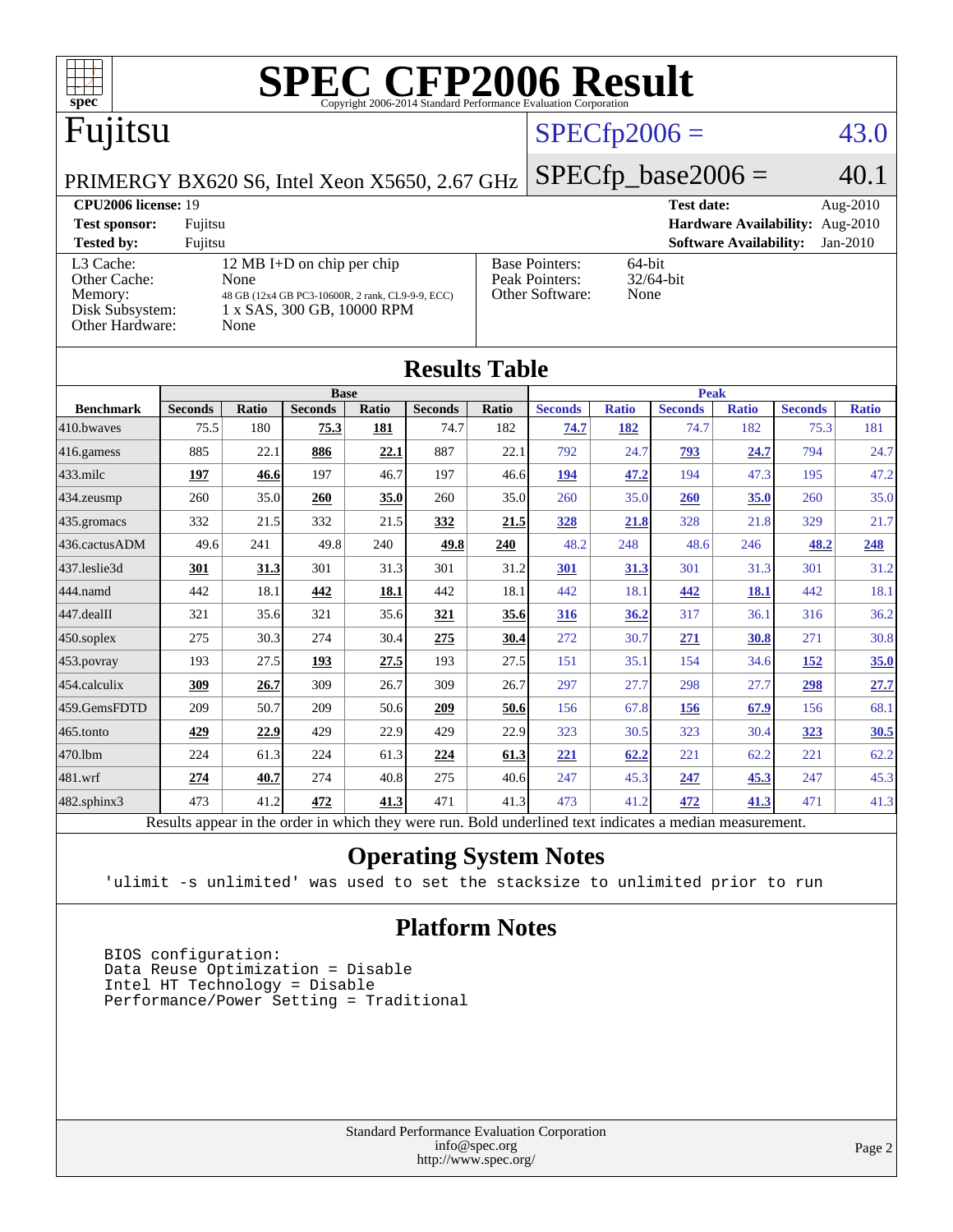# SPEC CFP2006 Result

Copyright 2006-2014 Standard Performance Evaluation Corporation

## Fujitsu

PRIMERGY BX620 S6, Intel Xeon X5650, 2.67 GHz

SPECfp2006 = 43.0

SPECfp_base2006 = 40.1

| | | | |
|---|---|---|---|
| **CPU2006 license:** 19 | | **Test date:** | Aug-2010 |
| **Test sponsor:** | Fujitsu | **Hardware Availability:** | Aug-2010 |
| **Tested by:** | Fujitsu | **Software Availability:** | Jan-2010 |

| | |
|---|---|
| L3 Cache: | 12 MB I+D on chip per chip |
| Other Cache: | None |
| Memory: | 48 GB (12x4 GB PC3-10600R, 2 rank, CL9-9-9, ECC) |
| Disk Subsystem: | 1 x SAS, 300 GB, 10000 RPM |
| Other Hardware: | None |

| | |
|---|---|
| Base Pointers: | 64-bit |
| Peak Pointers: | 32/64-bit |
| Other Software: | None |

## Results Table

| | Base | | | | | | Peak | | | | | |
|---|---|---|---|---|---|---|---|---|---|---|---|---|
| **Benchmark** | **Seconds** | **Ratio** | **Seconds** | **Ratio** | **Seconds** | **Ratio** | **Seconds** | **Ratio** | **Seconds** | **Ratio** | **Seconds** | **Ratio** |
| 410.bwaves | 75.5 | 180 | **75.3** | **181** | 74.7 | 182 | **74.7** | **182** | 74.7 | 182 | 75.3 | 181 |
| 416.gamess | 885 | 22.1 | **886** | **22.1** | 887 | 22.1 | 792 | 24.7 | **793** | **24.7** | 794 | 24.7 |
| 433.milc | **197** | **46.6** | 197 | 46.7 | 197 | 46.6 | **194** | **47.2** | 194 | 47.3 | 195 | 47.2 |
| 434.zeusmp | 260 | 35.0 | **260** | **35.0** | 260 | 35.0 | 260 | 35.0 | **260** | **35.0** | 260 | 35.0 |
| 435.gromacs | 332 | 21.5 | 332 | 21.5 | **332** | **21.5** | **328** | **21.8** | 328 | 21.8 | 329 | 21.7 |
| 436.cactusADM | 49.6 | 241 | 49.8 | 240 | **49.8** | **240** | 48.2 | 248 | 48.6 | 246 | **48.2** | **248** |
| 437.leslie3d | **301** | **31.3** | 301 | 31.3 | 301 | 31.2 | **301** | **31.3** | 301 | 31.3 | 301 | 31.2 |
| 444.namd | 442 | 18.1 | **442** | **18.1** | 442 | 18.1 | 442 | 18.1 | **442** | **18.1** | 442 | 18.1 |
| 447.dealII | 321 | 35.6 | 321 | 35.6 | **321** | **35.6** | **316** | **36.2** | 317 | 36.1 | 316 | 36.2 |
| 450.soplex | 275 | 30.3 | 274 | 30.4 | **275** | **30.4** | 272 | 30.7 | **271** | **30.8** | 271 | 30.8 |
| 453.povray | 193 | 27.5 | **193** | **27.5** | 193 | 27.5 | 151 | 35.1 | 154 | 34.6 | **152** | **35.0** |
| 454.calculix | **309** | **26.7** | 309 | 26.7 | 309 | 26.7 | 297 | 27.7 | 298 | 27.7 | **298** | **27.7** |
| 459.GemsFDTD | 209 | 50.7 | 209 | 50.6 | **209** | **50.6** | 156 | 67.8 | **156** | **67.9** | 156 | 68.1 |
| 465.tonto | **429** | **22.9** | 429 | 22.9 | 429 | 22.9 | 323 | 30.5 | 323 | 30.4 | **323** | **30.5** |
| 470.lbm | 224 | 61.3 | 224 | 61.3 | **224** | **61.3** | **221** | **62.2** | 221 | 62.2 | 221 | 62.2 |
| 481.wrf | **274** | **40.7** | 274 | 40.8 | 275 | 40.6 | 247 | 45.3 | **247** | **45.3** | 247 | 45.3 |
| 482.sphinx3 | 473 | 41.2 | **472** | **41.3** | 471 | 41.3 | 473 | 41.2 | **472** | **41.3** | 471 | 41.3 |

Results appear in the order in which they were run. Bold underlined text indicates a median measurement.

## Operating System Notes

```
'ulimit -s unlimited' was used to set the stacksize to unlimited prior to run
```

## Platform Notes

```
BIOS configuration:
Data Reuse Optimization = Disable
Intel HT Technology = Disable
Performance/Power Setting = Traditional
```

Standard Performance Evaluation Corporation
info@spec.org
http://www.spec.org/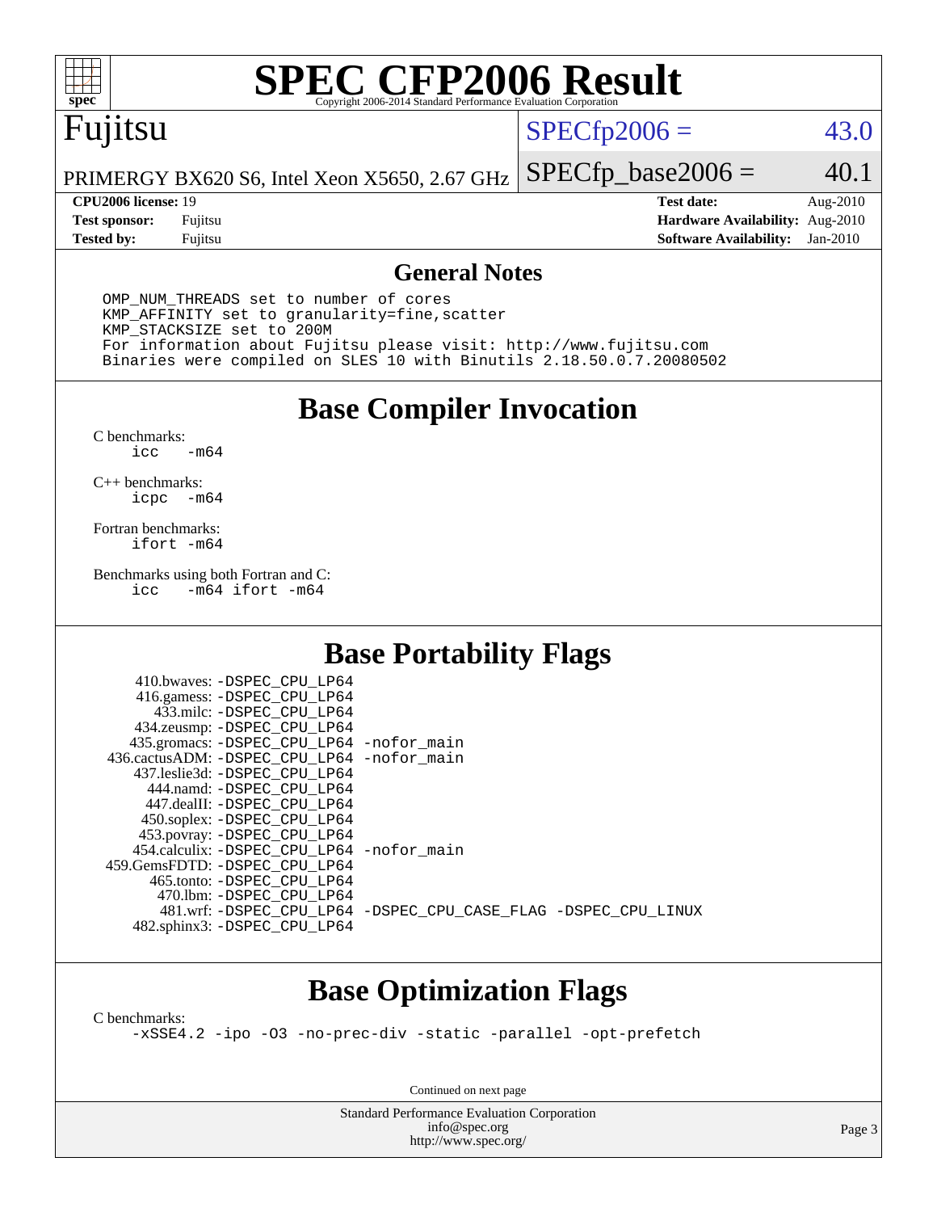# SPEC CFP2006 Result

Copyright 2006-2014 Standard Performance Evaluation Corporation

## Fujitsu

PRIMERGY BX620 S6, Intel Xeon X5650, 2.67 GHz

SPECfp2006 = 43.0

SPECfp_base2006 = 40.1

| | | | |
|---|---|---|---|
| **CPU2006 license:** 19 | | **Test date:** | Aug-2010 |
| **Test sponsor:** | Fujitsu | **Hardware Availability:** | Aug-2010 |
| **Tested by:** | Fujitsu | **Software Availability:** | Jan-2010 |

## General Notes

```
OMP_NUM_THREADS set to number of cores
KMP_AFFINITY set to granularity=fine,scatter
KMP_STACKSIZE set to 200M
For information about Fujitsu please visit: http://www.fujitsu.com
Binaries were compiled on SLES 10 with Binutils 2.18.50.0.7.20080502
```

## Base Compiler Invocation

C benchmarks:
    icc   -m64

C++ benchmarks:
    icpc  -m64

Fortran benchmarks:
    ifort -m64

Benchmarks using both Fortran and C:
    icc   -m64 ifort -m64

## Base Portability Flags

410.bwaves: -DSPEC_CPU_LP64
416.gamess: -DSPEC_CPU_LP64
433.milc: -DSPEC_CPU_LP64
434.zeusmp: -DSPEC_CPU_LP64
435.gromacs: -DSPEC_CPU_LP64 -nofor_main
436.cactusADM: -DSPEC_CPU_LP64 -nofor_main
437.leslie3d: -DSPEC_CPU_LP64
444.namd: -DSPEC_CPU_LP64
447.dealII: -DSPEC_CPU_LP64
450.soplex: -DSPEC_CPU_LP64
453.povray: -DSPEC_CPU_LP64
454.calculix: -DSPEC_CPU_LP64 -nofor_main
459.GemsFDTD: -DSPEC_CPU_LP64
465.tonto: -DSPEC_CPU_LP64
470.lbm: -DSPEC_CPU_LP64
481.wrf: -DSPEC_CPU_LP64 -DSPEC_CPU_CASE_FLAG -DSPEC_CPU_LINUX
482.sphinx3: -DSPEC_CPU_LP64

## Base Optimization Flags

C benchmarks:
    -xSSE4.2 -ipo -O3 -no-prec-div -static -parallel -opt-prefetch

Continued on next page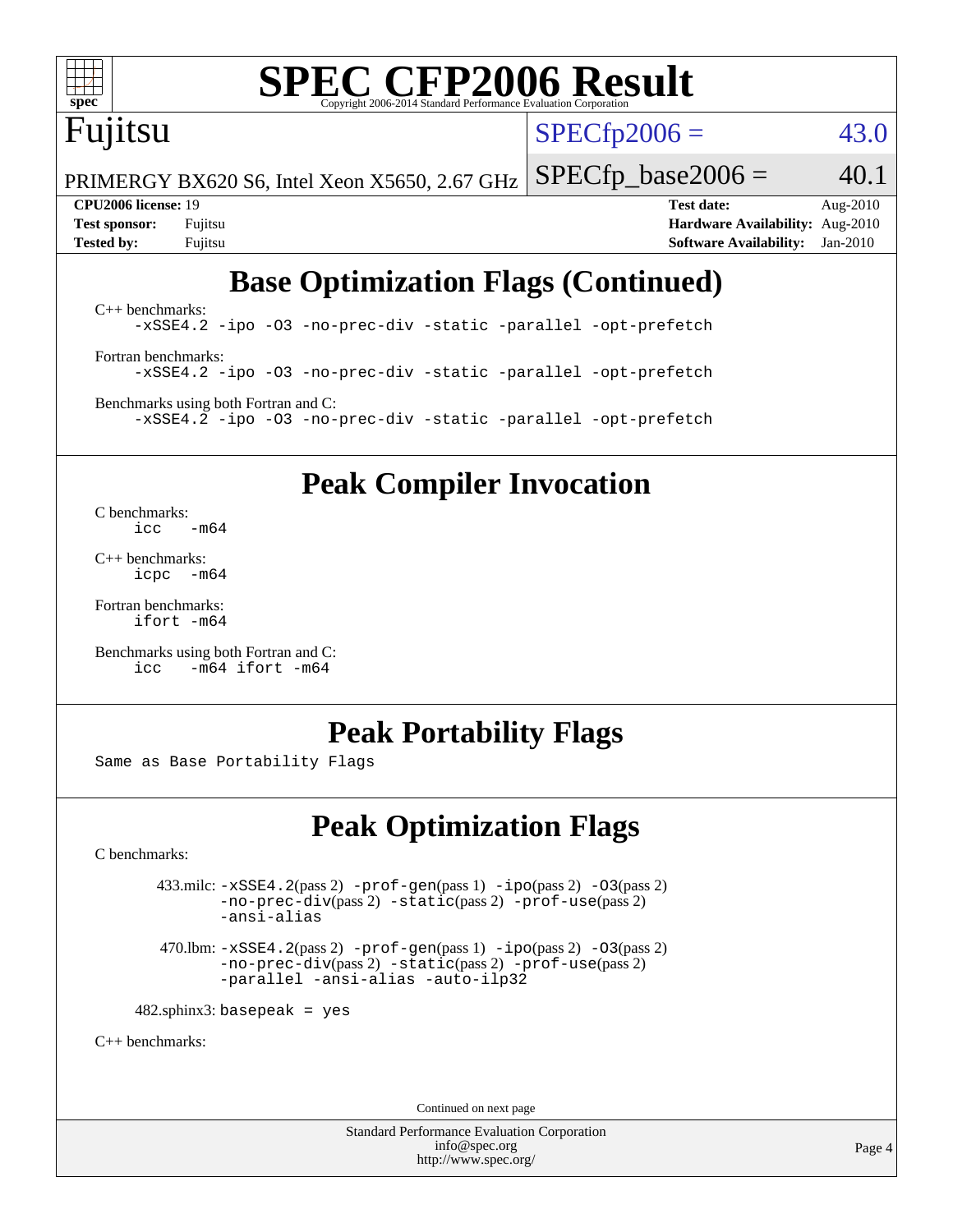# SPEC CFP2006 Result

Copyright 2006-2014 Standard Performance Evaluation Corporation

**Fujitsu**

PRIMERGY BX620 S6, Intel Xeon X5650, 2.67 GHz

SPECfp2006 = 43.0

SPECfp_base2006 = 40.1

**CPU2006 license:** 19
**Test sponsor:** Fujitsu
**Tested by:** Fujitsu

**Test date:** Aug-2010
**Hardware Availability:** Aug-2010
**Software Availability:** Jan-2010

## Base Optimization Flags (Continued)

C++ benchmarks:

```
-xSSE4.2 -ipo -O3 -no-prec-div -static -parallel -opt-prefetch
```

Fortran benchmarks:

```
-xSSE4.2 -ipo -O3 -no-prec-div -static -parallel -opt-prefetch
```

Benchmarks using both Fortran and C:

```
-xSSE4.2 -ipo -O3 -no-prec-div -static -parallel -opt-prefetch
```

## Peak Compiler Invocation

C benchmarks:

```
icc   -m64
```

C++ benchmarks:

```
icpc  -m64
```

Fortran benchmarks:

```
ifort -m64
```

Benchmarks using both Fortran and C:

```
icc   -m64 ifort -m64
```

## Peak Portability Flags

Same as Base Portability Flags

## Peak Optimization Flags

C benchmarks:

433.milc: -xSSE4.2(pass 2) -prof-gen(pass 1) -ipo(pass 2) -O3(pass 2) -no-prec-div(pass 2) -static(pass 2) -prof-use(pass 2) -ansi-alias

470.lbm: -xSSE4.2(pass 2) -prof-gen(pass 1) -ipo(pass 2) -O3(pass 2) -no-prec-div(pass 2) -static(pass 2) -prof-use(pass 2) -parallel -ansi-alias -auto-ilp32

482.sphinx3: basepeak = yes

C++ benchmarks:

Continued on next page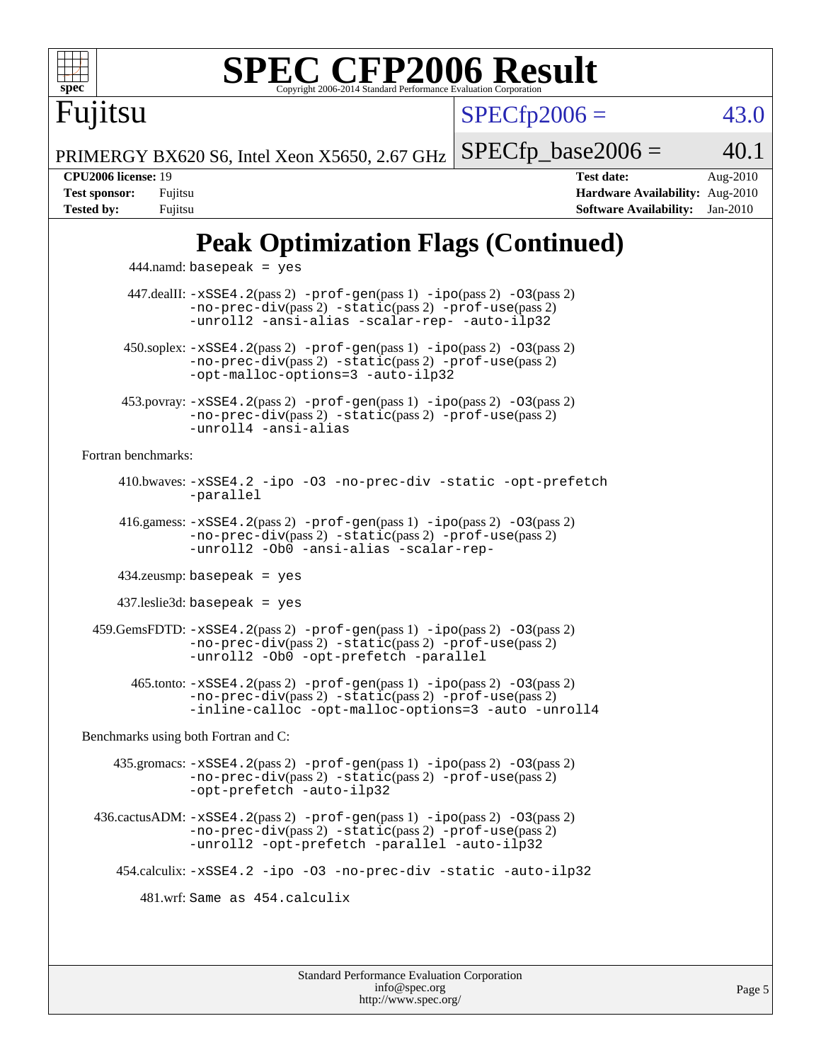# SPEC CFP2006 Result

Copyright 2006-2014 Standard Performance Evaluation Corporation

**Fujitsu**

PRIMERGY BX620 S6, Intel Xeon X5650, 2.67 GHz

SPECfp2006 = 43.0

SPECfp_base2006 = 40.1

| CPU2006 license: 19 | Test date: Aug-2010 |
|---|---|
| Test sponsor: Fujitsu | Hardware Availability: Aug-2010 |
| Tested by: Fujitsu | Software Availability: Jan-2010 |

## Peak Optimization Flags (Continued)

444.namd: basepeak = yes

447.dealII: -xSSE4.2(pass 2) -prof-gen(pass 1) -ipo(pass 2) -O3(pass 2) -no-prec-div(pass 2) -static(pass 2) -prof-use(pass 2) -unroll2 -ansi-alias -scalar-rep- -auto-ilp32

450.soplex: -xSSE4.2(pass 2) -prof-gen(pass 1) -ipo(pass 2) -O3(pass 2) -no-prec-div(pass 2) -static(pass 2) -prof-use(pass 2) -opt-malloc-options=3 -auto-ilp32

453.povray: -xSSE4.2(pass 2) -prof-gen(pass 1) -ipo(pass 2) -O3(pass 2) -no-prec-div(pass 2) -static(pass 2) -prof-use(pass 2) -unroll4 -ansi-alias

Fortran benchmarks:

410.bwaves: -xSSE4.2 -ipo -O3 -no-prec-div -static -opt-prefetch -parallel

416.gamess: -xSSE4.2(pass 2) -prof-gen(pass 1) -ipo(pass 2) -O3(pass 2) -no-prec-div(pass 2) -static(pass 2) -prof-use(pass 2) -unroll2 -Ob0 -ansi-alias -scalar-rep-

434.zeusmp: basepeak = yes

437.leslie3d: basepeak = yes

459.GemsFDTD: -xSSE4.2(pass 2) -prof-gen(pass 1) -ipo(pass 2) -O3(pass 2) -no-prec-div(pass 2) -static(pass 2) -prof-use(pass 2) -unroll2 -Ob0 -opt-prefetch -parallel

465.tonto: -xSSE4.2(pass 2) -prof-gen(pass 1) -ipo(pass 2) -O3(pass 2) -no-prec-div(pass 2) -static(pass 2) -prof-use(pass 2) -inline-calloc -opt-malloc-options=3 -auto -unroll4

Benchmarks using both Fortran and C:

435.gromacs: -xSSE4.2(pass 2) -prof-gen(pass 1) -ipo(pass 2) -O3(pass 2) -no-prec-div(pass 2) -static(pass 2) -prof-use(pass 2) -opt-prefetch -auto-ilp32

436.cactusADM: -xSSE4.2(pass 2) -prof-gen(pass 1) -ipo(pass 2) -O3(pass 2) -no-prec-div(pass 2) -static(pass 2) -prof-use(pass 2) -unroll2 -opt-prefetch -parallel -auto-ilp32

454.calculix: -xSSE4.2 -ipo -O3 -no-prec-div -static -auto-ilp32

481.wrf: Same as 454.calculix

Standard Performance Evaluation Corporation
info@spec.org
http://www.spec.org/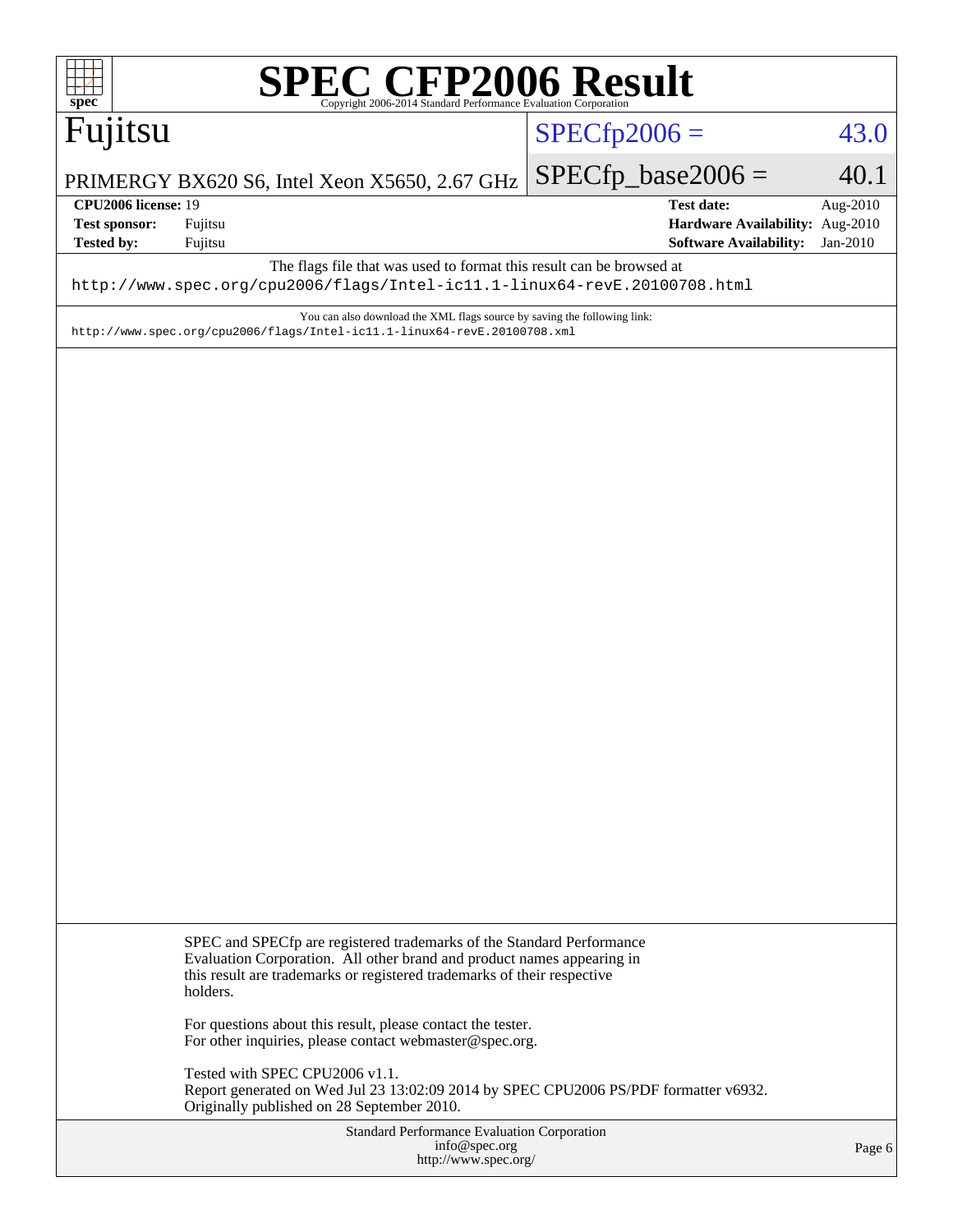# SPEC CFP2006 Result

Copyright 2006-2014 Standard Performance Evaluation Corporation

## Fujitsu

PRIMERGY BX620 S6, Intel Xeon X5650, 2.67 GHz

SPECfp2006 = 43.0

SPECfp_base2006 = 40.1

| | | | |
|---|---|---|---|
| **CPU2006 license:** | 19 | **Test date:** | Aug-2010 |
| **Test sponsor:** | Fujitsu | **Hardware Availability:** | Aug-2010 |
| **Tested by:** | Fujitsu | **Software Availability:** | Jan-2010 |

The flags file that was used to format this result can be browsed at
http://www.spec.org/cpu2006/flags/Intel-ic11.1-linux64-revE.20100708.html

You can also download the XML flags source by saving the following link:
http://www.spec.org/cpu2006/flags/Intel-ic11.1-linux64-revE.20100708.xml

SPEC and SPECfp are registered trademarks of the Standard Performance Evaluation Corporation. All other brand and product names appearing in this result are trademarks or registered trademarks of their respective holders.

For questions about this result, please contact the tester.
For other inquiries, please contact webmaster@spec.org.

Tested with SPEC CPU2006 v1.1.
Report generated on Wed Jul 23 13:02:09 2014 by SPEC CPU2006 PS/PDF formatter v6932.
Originally published on 28 September 2010.

Standard Performance Evaluation Corporation
info@spec.org
http://www.spec.org/